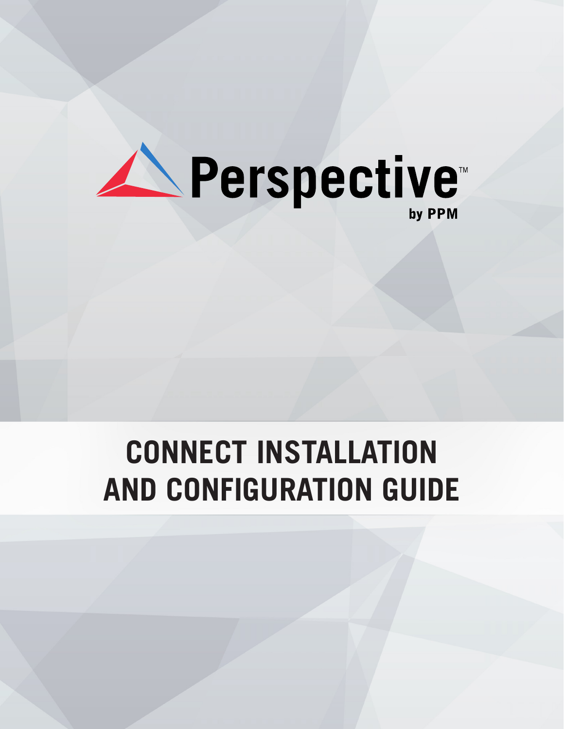Perspective™

by PPM

# CONNECT INSTALLATION AND CONFIGURATION GUIDE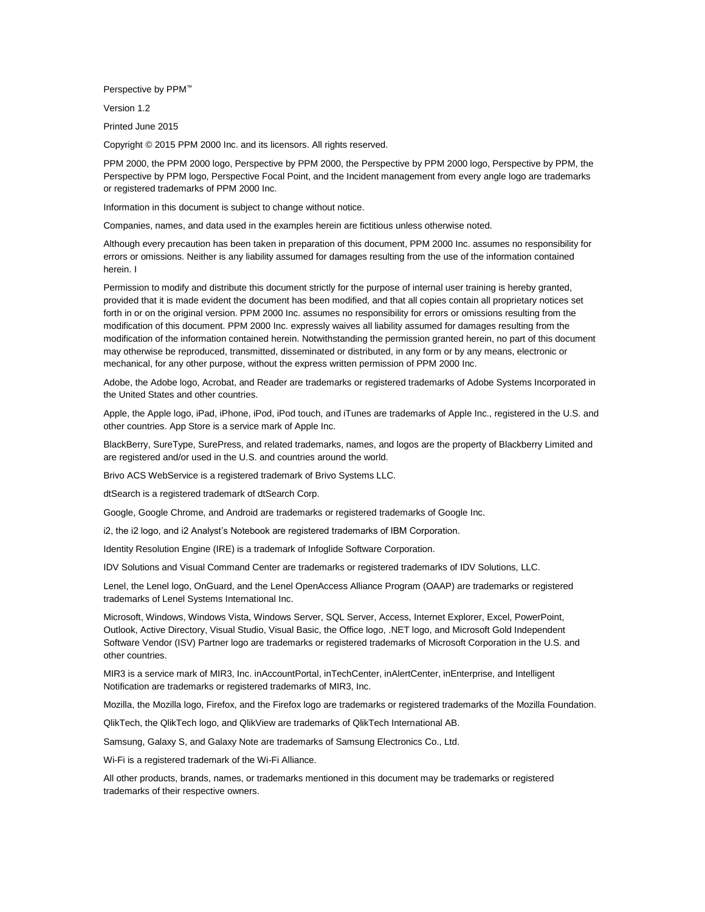Perspective by PPM™

Version 1.2

Printed June 2015

Copyright © 2015 PPM 2000 Inc. and its licensors. All rights reserved.

PPM 2000, the PPM 2000 logo, Perspective by PPM 2000, the Perspective by PPM 2000 logo, Perspective by PPM, the Perspective by PPM logo, Perspective Focal Point, and the Incident management from every angle logo are trademarks or registered trademarks of PPM 2000 Inc.

Information in this document is subject to change without notice.

Companies, names, and data used in the examples herein are fictitious unless otherwise noted.

Although every precaution has been taken in preparation of this document, PPM 2000 Inc. assumes no responsibility for errors or omissions. Neither is any liability assumed for damages resulting from the use of the information contained herein. I

Permission to modify and distribute this document strictly for the purpose of internal user training is hereby granted, provided that it is made evident the document has been modified, and that all copies contain all proprietary notices set forth in or on the original version. PPM 2000 Inc. assumes no responsibility for errors or omissions resulting from the modification of this document. PPM 2000 Inc. expressly waives all liability assumed for damages resulting from the modification of the information contained herein. Notwithstanding the permission granted herein, no part of this document may otherwise be reproduced, transmitted, disseminated or distributed, in any form or by any means, electronic or mechanical, for any other purpose, without the express written permission of PPM 2000 Inc.

Adobe, the Adobe logo, Acrobat, and Reader are trademarks or registered trademarks of Adobe Systems Incorporated in the United States and other countries.

Apple, the Apple logo, iPad, iPhone, iPod, iPod touch, and iTunes are trademarks of Apple Inc., registered in the U.S. and other countries. App Store is a service mark of Apple Inc.

BlackBerry, SureType, SurePress, and related trademarks, names, and logos are the property of Blackberry Limited and are registered and/or used in the U.S. and countries around the world.

Brivo ACS WebService is a registered trademark of Brivo Systems LLC.

dtSearch is a registered trademark of dtSearch Corp.

Google, Google Chrome, and Android are trademarks or registered trademarks of Google Inc.

i2, the i2 logo, and i2 Analyst's Notebook are registered trademarks of IBM Corporation.

Identity Resolution Engine (IRE) is a trademark of Infoglide Software Corporation.

IDV Solutions and Visual Command Center are trademarks or registered trademarks of IDV Solutions, LLC.

Lenel, the Lenel logo, OnGuard, and the Lenel OpenAccess Alliance Program (OAAP) are trademarks or registered trademarks of Lenel Systems International Inc.

Microsoft, Windows, Windows Vista, Windows Server, SQL Server, Access, Internet Explorer, Excel, PowerPoint, Outlook, Active Directory, Visual Studio, Visual Basic, the Office logo, .NET logo, and Microsoft Gold Independent Software Vendor (ISV) Partner logo are trademarks or registered trademarks of Microsoft Corporation in the U.S. and other countries.

MIR3 is a service mark of MIR3, Inc. inAccountPortal, inTechCenter, inAlertCenter, inEnterprise, and Intelligent Notification are trademarks or registered trademarks of MIR3, Inc.

Mozilla, the Mozilla logo, Firefox, and the Firefox logo are trademarks or registered trademarks of the Mozilla Foundation.

QlikTech, the QlikTech logo, and QlikView are trademarks of QlikTech International AB.

Samsung, Galaxy S, and Galaxy Note are trademarks of Samsung Electronics Co., Ltd.

Wi-Fi is a registered trademark of the Wi-Fi Alliance.

All other products, brands, names, or trademarks mentioned in this document may be trademarks or registered trademarks of their respective owners.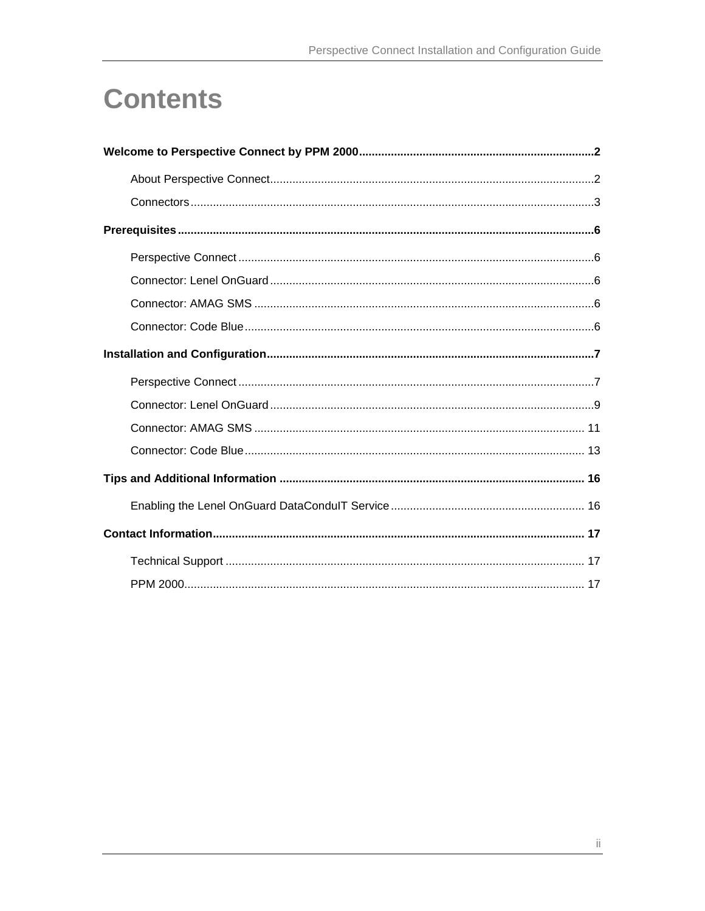# Contents

**Welcome to Perspective Connect by PPM 2000** ........................................ 2

- About Perspective Connect ........................................ 2
- Connectors ........................................ 3

**Prerequisites** ........................................ 6

- Perspective Connect ........................................ 6
- Connector: Lenel OnGuard ........................................ 6
- Connector: AMAG SMS ........................................ 6
- Connector: Code Blue ........................................ 6

**Installation and Configuration** ........................................ 7

- Perspective Connect ........................................ 7
- Connector: Lenel OnGuard ........................................ 9
- Connector: AMAG SMS ........................................ 11
- Connector: Code Blue ........................................ 13

**Tips and Additional Information** ........................................ 16

- Enabling the Lenel OnGuard DataConduIT Service ........................................ 16

**Contact Information** ........................................ 17

- Technical Support ........................................ 17
- PPM 2000 ........................................ 17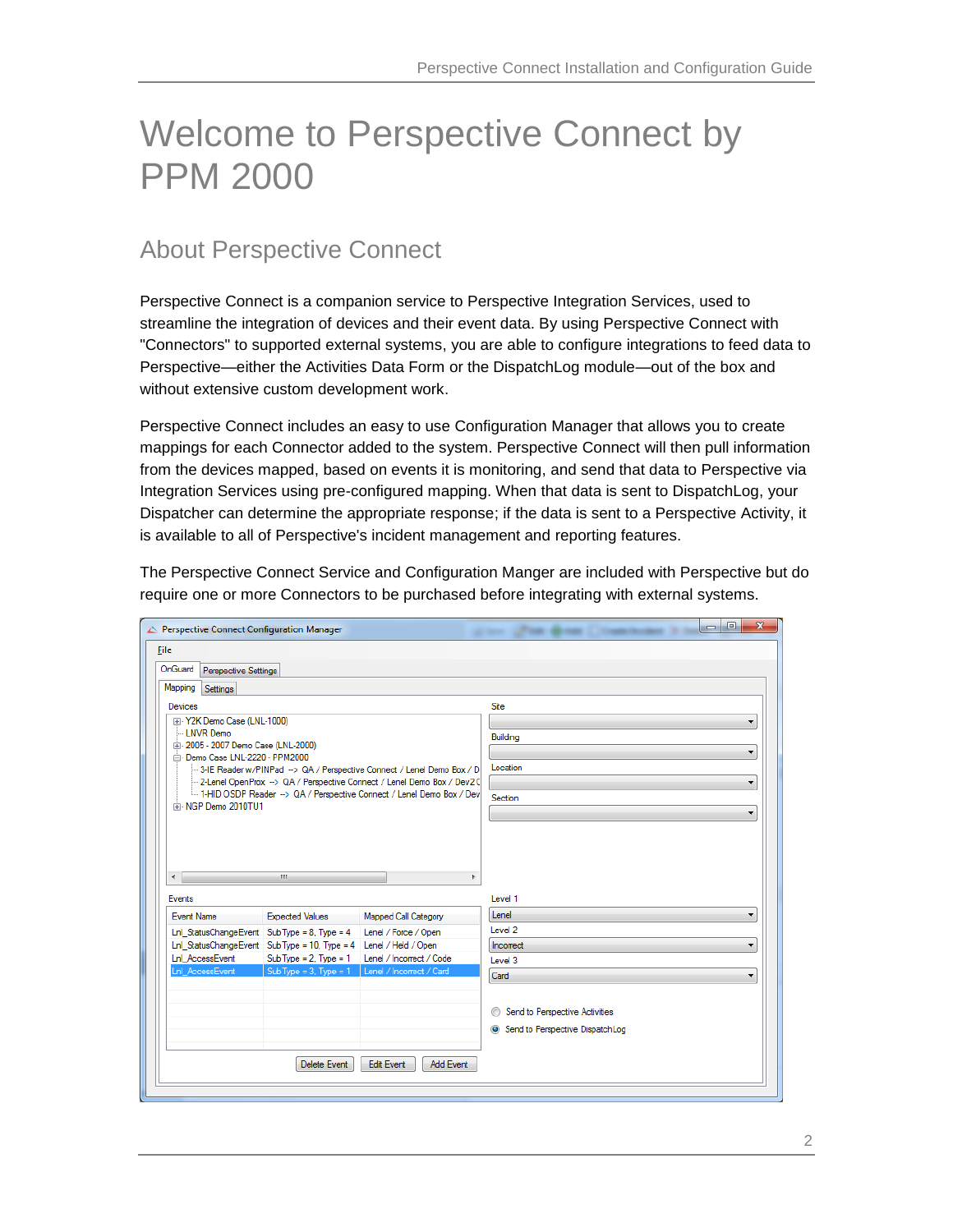# Welcome to Perspective Connect by PPM 2000

## About Perspective Connect

Perspective Connect is a companion service to Perspective Integration Services, used to streamline the integration of devices and their event data. By using Perspective Connect with "Connectors" to supported external systems, you are able to configure integrations to feed data to Perspective—either the Activities Data Form or the DispatchLog module—out of the box and without extensive custom development work.

Perspective Connect includes an easy to use Configuration Manager that allows you to create mappings for each Connector added to the system. Perspective Connect will then pull information from the devices mapped, based on events it is monitoring, and send that data to Perspective via Integration Services using pre-configured mapping. When that data is sent to DispatchLog, your Dispatcher can determine the appropriate response; if the data is sent to a Perspective Activity, it is available to all of Perspective's incident management and reporting features.

The Perspective Connect Service and Configuration Manger are included with Perspective but do require one or more Connectors to be purchased before integrating with external systems.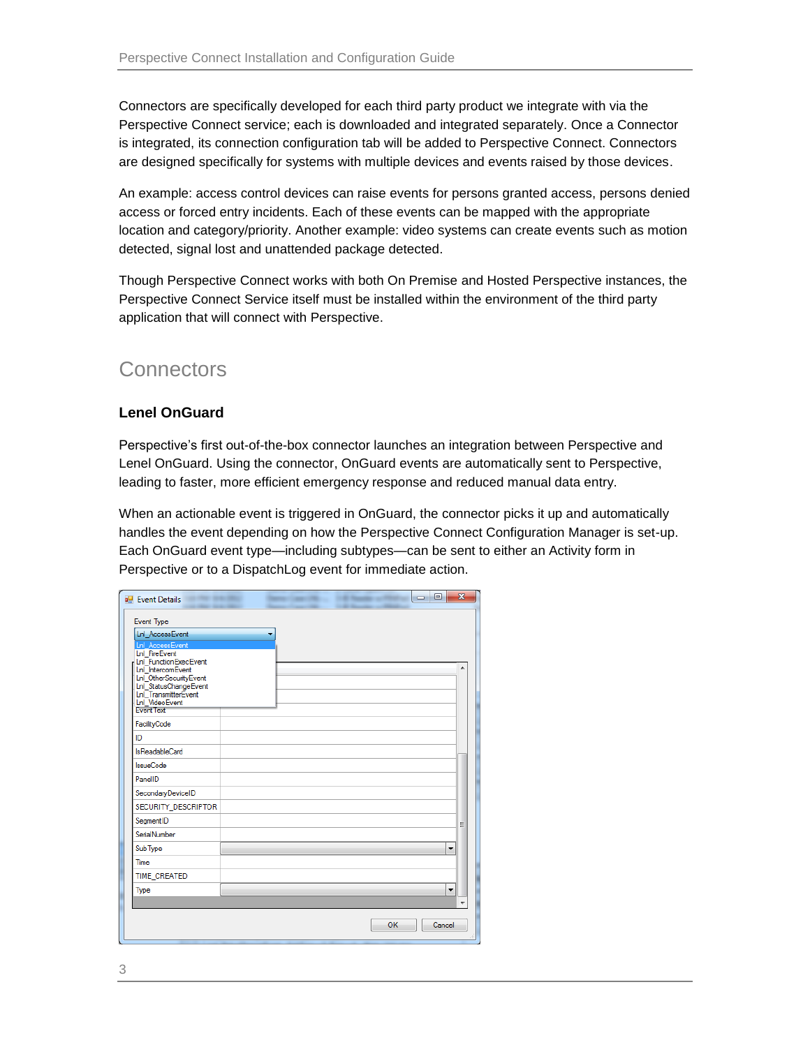Connectors are specifically developed for each third party product we integrate with via the Perspective Connect service; each is downloaded and integrated separately. Once a Connector is integrated, its connection configuration tab will be added to Perspective Connect. Connectors are designed specifically for systems with multiple devices and events raised by those devices.

An example: access control devices can raise events for persons granted access, persons denied access or forced entry incidents. Each of these events can be mapped with the appropriate location and category/priority. Another example: video systems can create events such as motion detected, signal lost and unattended package detected.

Though Perspective Connect works with both On Premise and Hosted Perspective instances, the Perspective Connect Service itself must be installed within the environment of the third party application that will connect with Perspective.

## Connectors

### Lenel OnGuard

Perspective's first out-of-the-box connector launches an integration between Perspective and Lenel OnGuard. Using the connector, OnGuard events are automatically sent to Perspective, leading to faster, more efficient emergency response and reduced manual data entry.

When an actionable event is triggered in OnGuard, the connector picks it up and automatically handles the event depending on how the Perspective Connect Configuration Manager is set-up. Each OnGuard event type—including subtypes—can be sent to either an Activity form in Perspective or to a DispatchLog event for immediate action.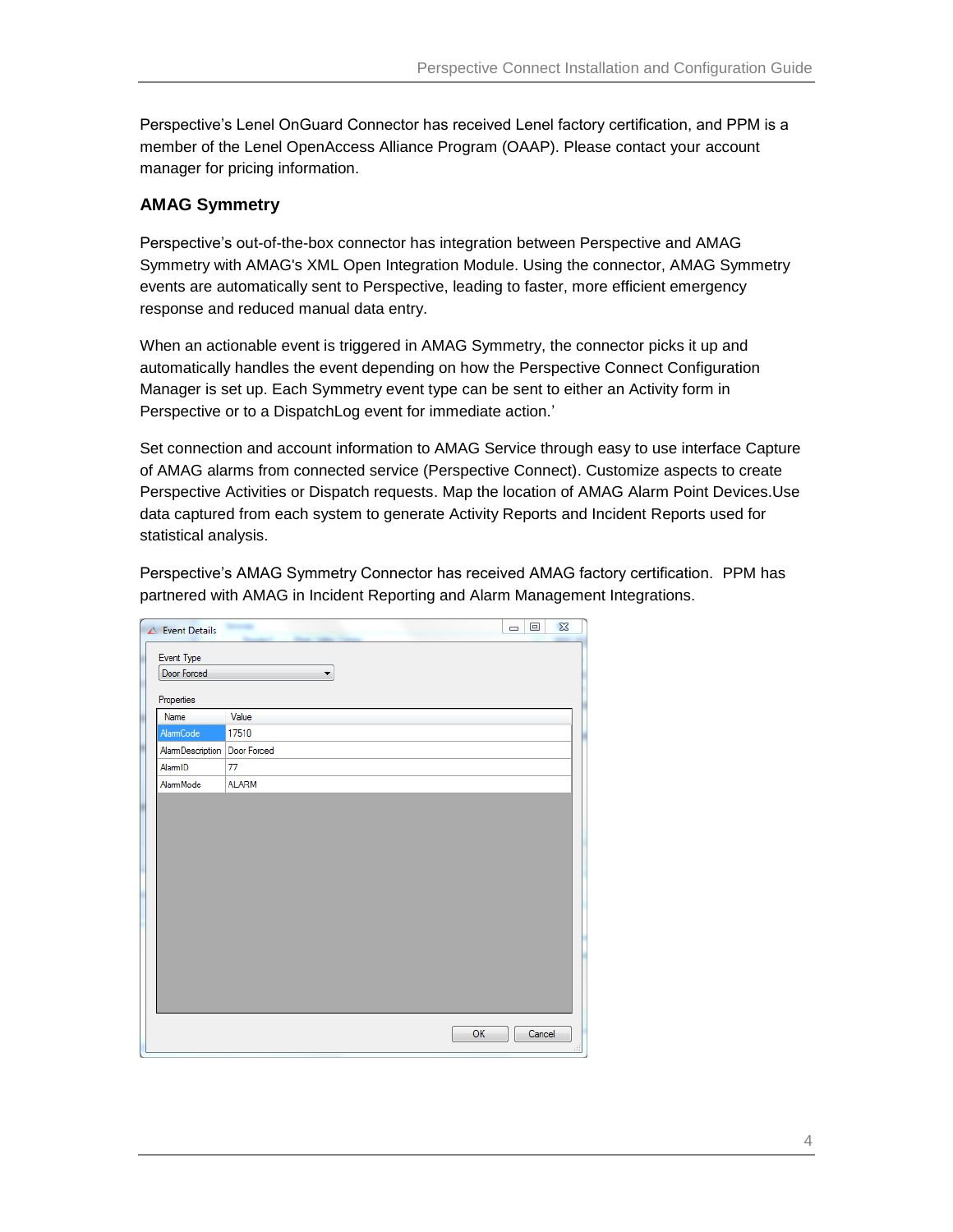Perspective's Lenel OnGuard Connector has received Lenel factory certification, and PPM is a member of the Lenel OpenAccess Alliance Program (OAAP). Please contact your account manager for pricing information.

### AMAG Symmetry

Perspective's out-of-the-box connector has integration between Perspective and AMAG Symmetry with AMAG's XML Open Integration Module. Using the connector, AMAG Symmetry events are automatically sent to Perspective, leading to faster, more efficient emergency response and reduced manual data entry.

When an actionable event is triggered in AMAG Symmetry, the connector picks it up and automatically handles the event depending on how the Perspective Connect Configuration Manager is set up. Each Symmetry event type can be sent to either an Activity form in Perspective or to a DispatchLog event for immediate action.'

Set connection and account information to AMAG Service through easy to use interface Capture of AMAG alarms from connected service (Perspective Connect). Customize aspects to create Perspective Activities or Dispatch requests. Map the location of AMAG Alarm Point Devices.Use data captured from each system to generate Activity Reports and Incident Reports used for statistical analysis.

Perspective's AMAG Symmetry Connector has received AMAG factory certification. PPM has partnered with AMAG in Incident Reporting and Alarm Management Integrations.

Event Details

Event Type: Door Forced

Properties

| Name | Value |
|---|---|
| AlarmCode | 17510 |
| AlarmDescription | Door Forced |
| AlarmID | 77 |
| AlarmMode | ALARM |

OK | Cancel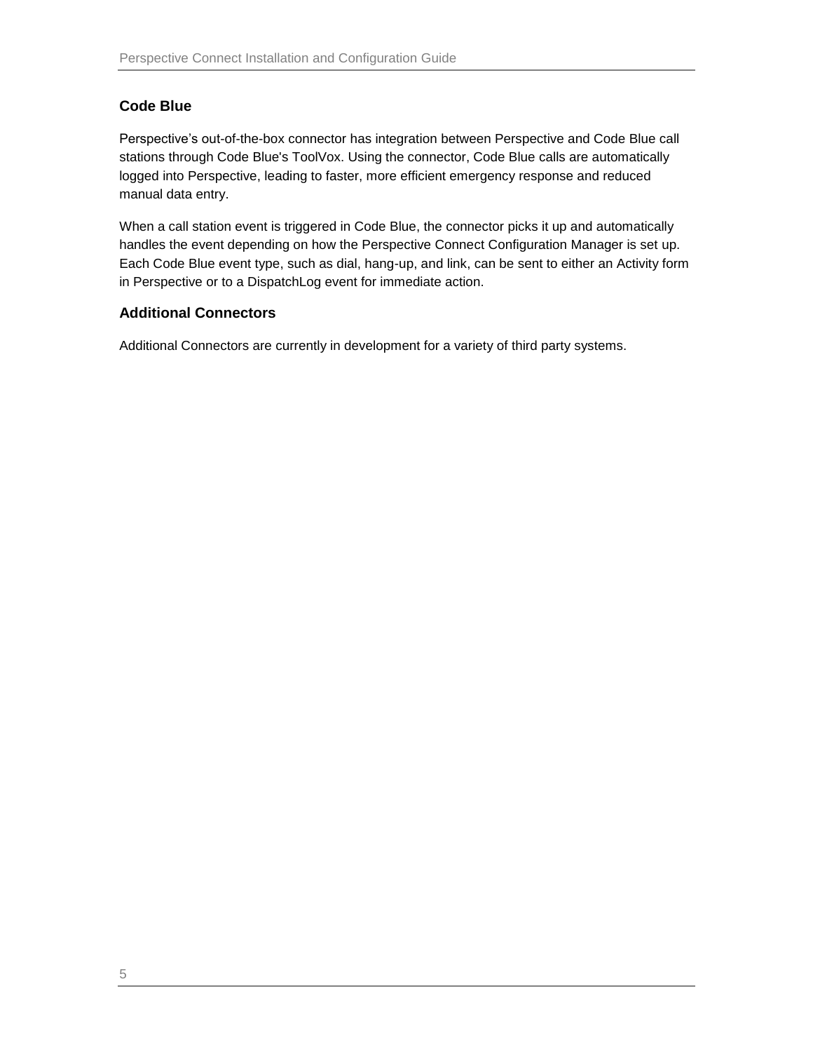### Code Blue

Perspective’s out-of-the-box connector has integration between Perspective and Code Blue call stations through Code Blue's ToolVox. Using the connector, Code Blue calls are automatically logged into Perspective, leading to faster, more efficient emergency response and reduced manual data entry.

When a call station event is triggered in Code Blue, the connector picks it up and automatically handles the event depending on how the Perspective Connect Configuration Manager is set up. Each Code Blue event type, such as dial, hang-up, and link, can be sent to either an Activity form in Perspective or to a DispatchLog event for immediate action.

### Additional Connectors

Additional Connectors are currently in development for a variety of third party systems.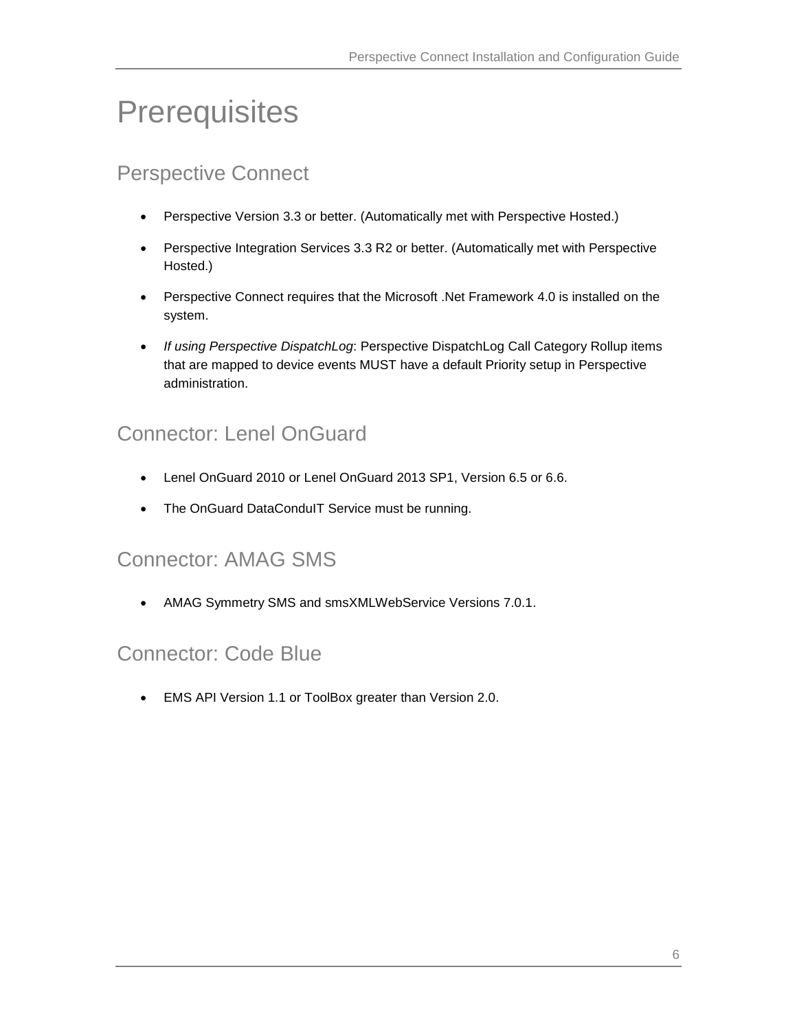# Prerequisites

## Perspective Connect

- Perspective Version 3.3 or better. (Automatically met with Perspective Hosted.)
- Perspective Integration Services 3.3 R2 or better. (Automatically met with Perspective Hosted.)
- Perspective Connect requires that the Microsoft .Net Framework 4.0 is installed on the system.
- *If using Perspective DispatchLog*: Perspective DispatchLog Call Category Rollup items that are mapped to device events MUST have a default Priority setup in Perspective administration.

## Connector: Lenel OnGuard

- Lenel OnGuard 2010 or Lenel OnGuard 2013 SP1, Version 6.5 or 6.6.
- The OnGuard DataConduIT Service must be running.

## Connector: AMAG SMS

- AMAG Symmetry SMS and smsXMLWebService Versions 7.0.1.

## Connector: Code Blue

- EMS API Version 1.1 or ToolBox greater than Version 2.0.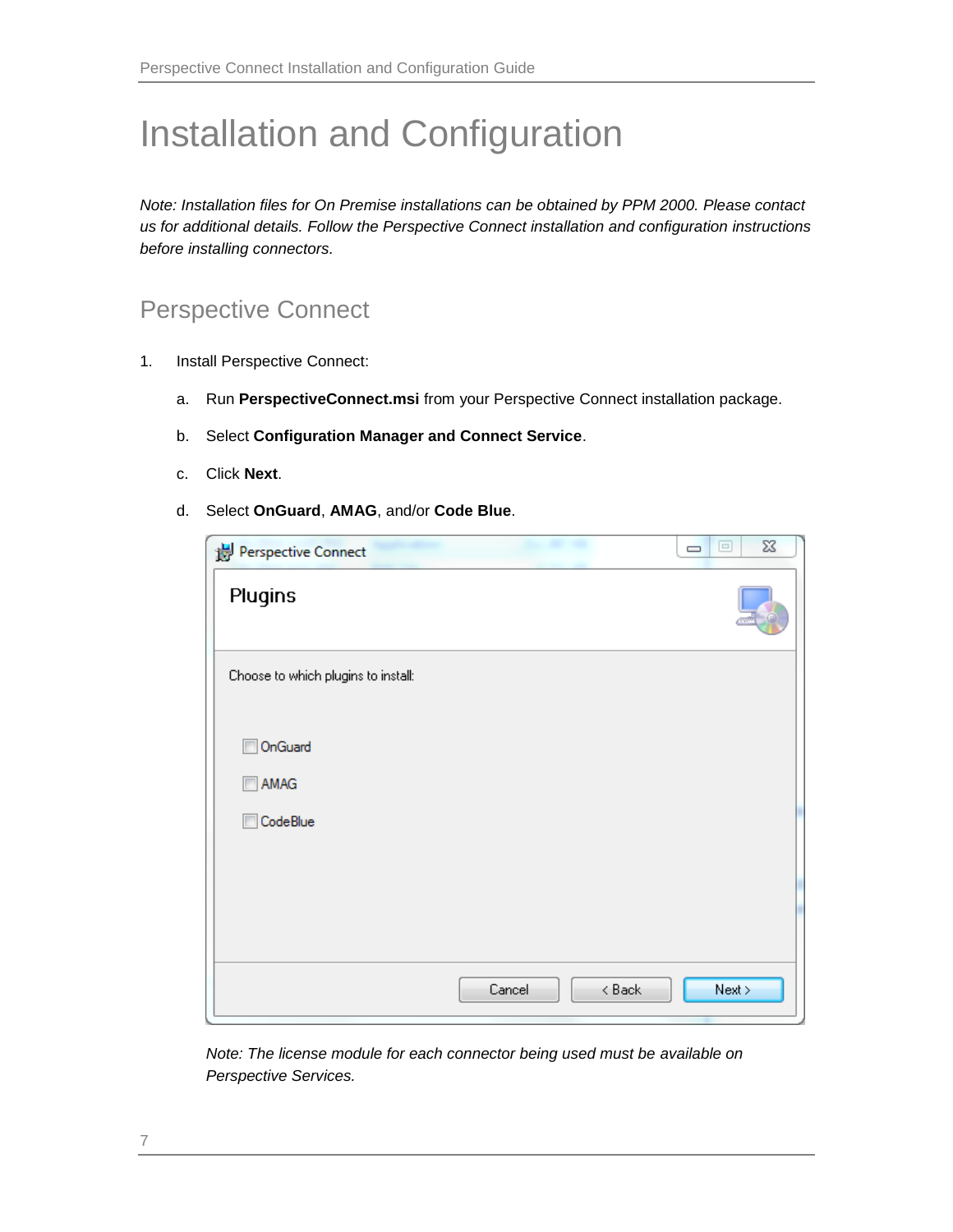# Installation and Configuration

*Note: Installation files for On Premise installations can be obtained by PPM 2000. Please contact us for additional details. Follow the Perspective Connect installation and configuration instructions before installing connectors.*

## Perspective Connect

1. Install Perspective Connect:

   a. Run **PerspectiveConnect.msi** from your Perspective Connect installation package.

   b. Select **Configuration Manager and Connect Service**.

   c. Click **Next**.

   d. Select **OnGuard**, **AMAG**, and/or **Code Blue**.

   *Note: The license module for each connector being used must be available on Perspective Services.*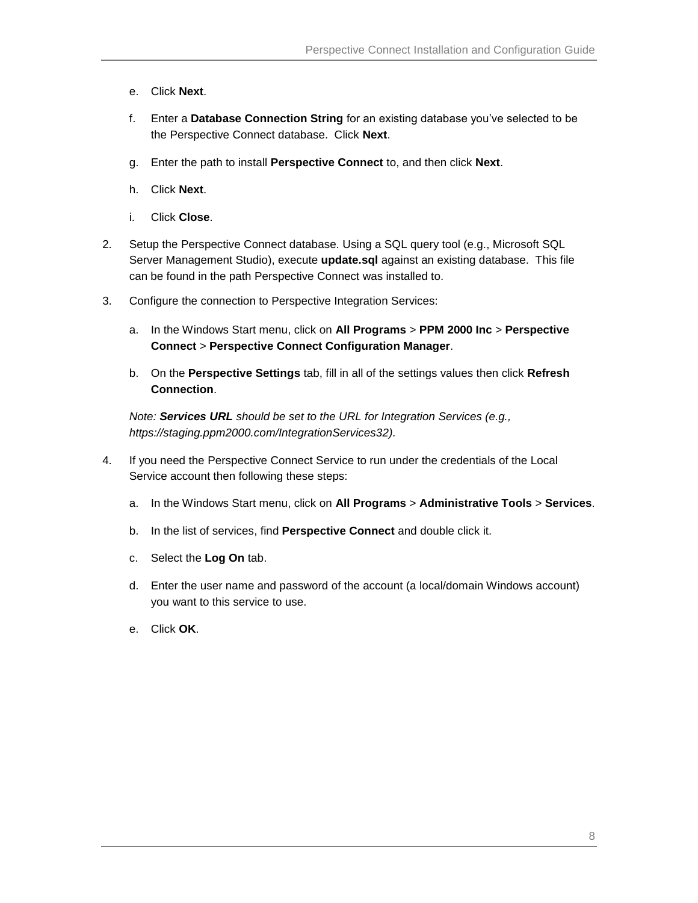e. Click **Next**.

   f. Enter a **Database Connection String** for an existing database you've selected to be the Perspective Connect database. Click **Next**.

   g. Enter the path to install **Perspective Connect** to, and then click **Next**.

   h. Click **Next**.

   i. Click **Close**.

2. Setup the Perspective Connect database. Using a SQL query tool (e.g., Microsoft SQL Server Management Studio), execute **update.sql** against an existing database. This file can be found in the path Perspective Connect was installed to.

3. Configure the connection to Perspective Integration Services:

   a. In the Windows Start menu, click on **All Programs** > **PPM 2000 Inc** > **Perspective Connect** > **Perspective Connect Configuration Manager**.

   b. On the **Perspective Settings** tab, fill in all of the settings values then click **Refresh Connection**.

   *Note: **Services URL** should be set to the URL for Integration Services (e.g., https://staging.ppm2000.com/IntegrationServices32).*

4. If you need the Perspective Connect Service to run under the credentials of the Local Service account then following these steps:

   a. In the Windows Start menu, click on **All Programs** > **Administrative Tools** > **Services**.

   b. In the list of services, find **Perspective Connect** and double click it.

   c. Select the **Log On** tab.

   d. Enter the user name and password of the account (a local/domain Windows account) you want to this service to use.

   e. Click **OK**.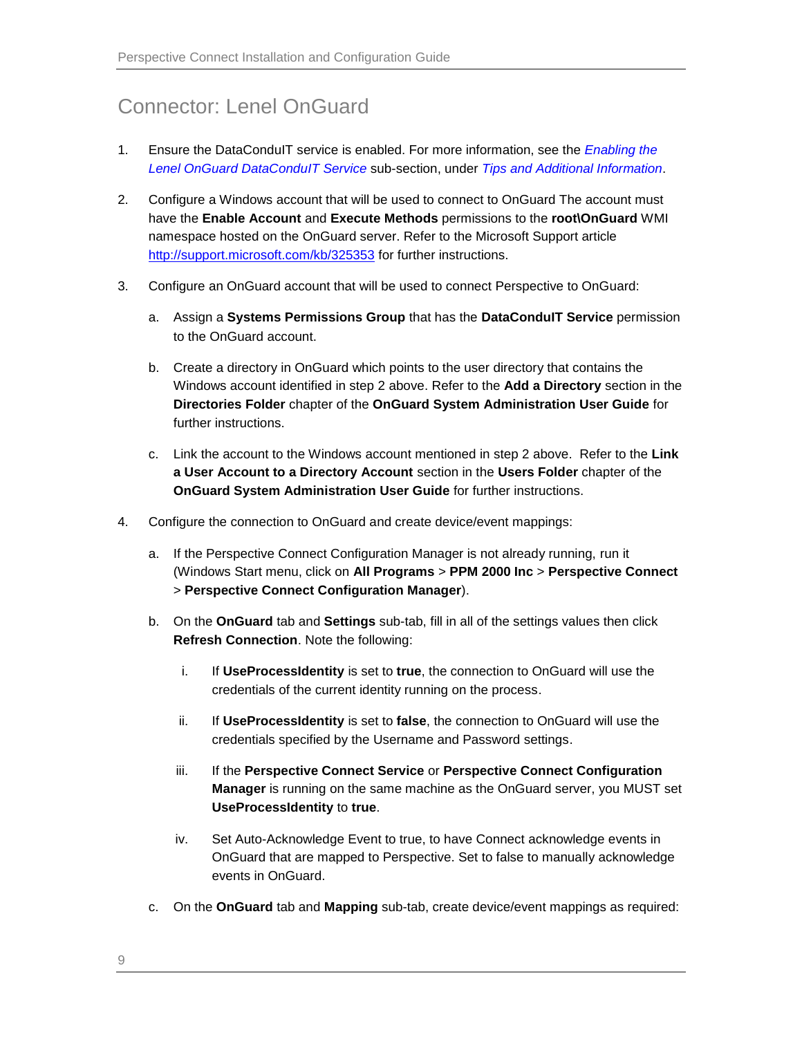# Connector: Lenel OnGuard

1. Ensure the DataConduIT service is enabled. For more information, see the *Enabling the Lenel OnGuard DataConduIT Service* sub-section, under *Tips and Additional Information*.

2. Configure a Windows account that will be used to connect to OnGuard The account must have the **Enable Account** and **Execute Methods** permissions to the **root\OnGuard** WMI namespace hosted on the OnGuard server. Refer to the Microsoft Support article http://support.microsoft.com/kb/325353 for further instructions.

3. Configure an OnGuard account that will be used to connect Perspective to OnGuard:

   a. Assign a **Systems Permissions Group** that has the **DataConduIT Service** permission to the OnGuard account.

   b. Create a directory in OnGuard which points to the user directory that contains the Windows account identified in step 2 above. Refer to the **Add a Directory** section in the **Directories Folder** chapter of the **OnGuard System Administration User Guide** for further instructions.

   c. Link the account to the Windows account mentioned in step 2 above. Refer to the **Link a User Account to a Directory Account** section in the **Users Folder** chapter of the **OnGuard System Administration User Guide** for further instructions.

4. Configure the connection to OnGuard and create device/event mappings:

   a. If the Perspective Connect Configuration Manager is not already running, run it (Windows Start menu, click on **All Programs** > **PPM 2000 Inc** > **Perspective Connect** > **Perspective Connect Configuration Manager**).

   b. On the **OnGuard** tab and **Settings** sub-tab, fill in all of the settings values then click **Refresh Connection**. Note the following:

      i. If **UseProcessIdentity** is set to **true**, the connection to OnGuard will use the credentials of the current identity running on the process.

      ii. If **UseProcessIdentity** is set to **false**, the connection to OnGuard will use the credentials specified by the Username and Password settings.

      iii. If the **Perspective Connect Service** or **Perspective Connect Configuration Manager** is running on the same machine as the OnGuard server, you MUST set **UseProcessIdentity** to **true**.

      iv. Set Auto-Acknowledge Event to true, to have Connect acknowledge events in OnGuard that are mapped to Perspective. Set to false to manually acknowledge events in OnGuard.

   c. On the **OnGuard** tab and **Mapping** sub-tab, create device/event mappings as required: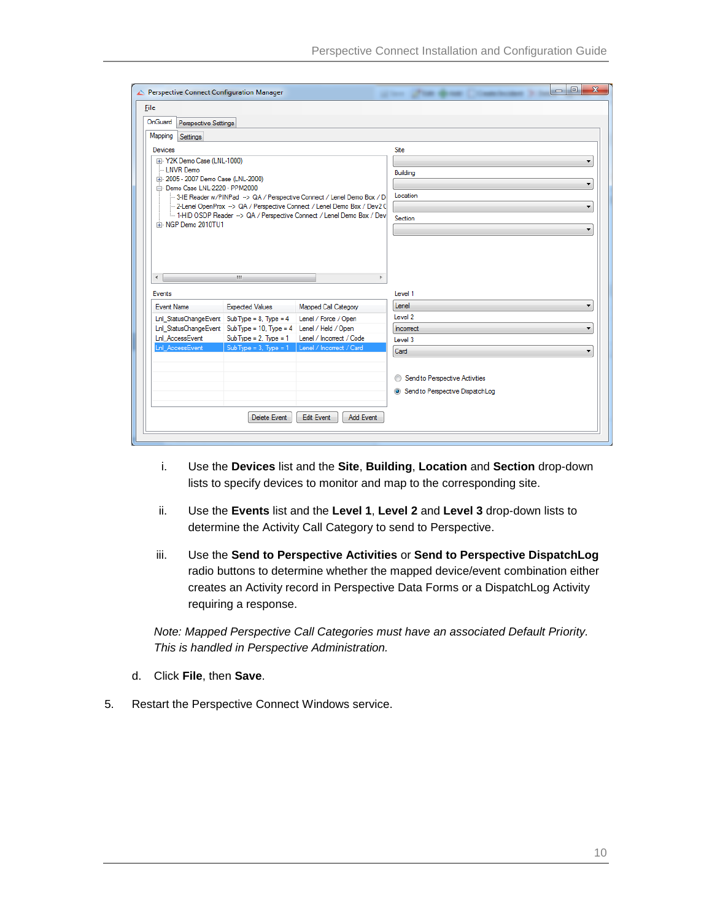i. Use the **Devices** list and the **Site**, **Building**, **Location** and **Section** drop-down lists to specify devices to monitor and map to the corresponding site.

ii. Use the **Events** list and the **Level 1**, **Level 2** and **Level 3** drop-down lists to determine the Activity Call Category to send to Perspective.

iii. Use the **Send to Perspective Activities** or **Send to Perspective DispatchLog** radio buttons to determine whether the mapped device/event combination either creates an Activity record in Perspective Data Forms or a DispatchLog Activity requiring a response.

*Note: Mapped Perspective Call Categories must have an associated Default Priority. This is handled in Perspective Administration.*

d. Click **File**, then **Save**.

5. Restart the Perspective Connect Windows service.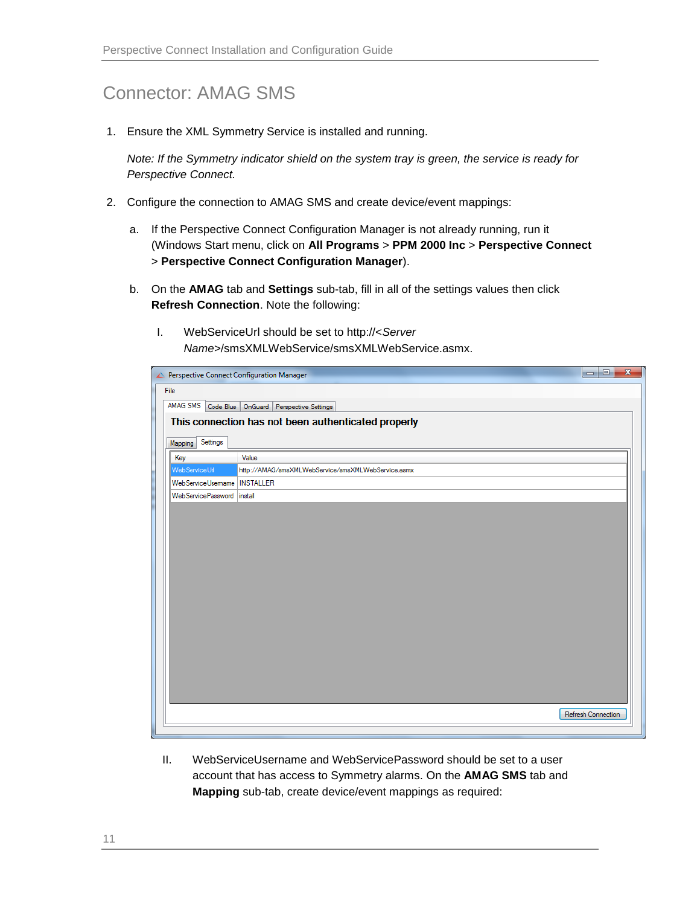# Connector: AMAG SMS

1. Ensure the XML Symmetry Service is installed and running.

   *Note: If the Symmetry indicator shield on the system tray is green, the service is ready for Perspective Connect.*

2. Configure the connection to AMAG SMS and create device/event mappings:

   a. If the Perspective Connect Configuration Manager is not already running, run it (Windows Start menu, click on **All Programs** > **PPM 2000 Inc** > **Perspective Connect** > **Perspective Connect Configuration Manager**).

   b. On the **AMAG** tab and **Settings** sub-tab, fill in all of the settings values then click **Refresh Connection**. Note the following:

      I. WebServiceUrl should be set to http://<*Server Name*>/smsXMLWebService/smsXMLWebService.asmx.

      II. WebServiceUsername and WebServicePassword should be set to a user account that has access to Symmetry alarms. On the **AMAG SMS** tab and **Mapping** sub-tab, create device/event mappings as required: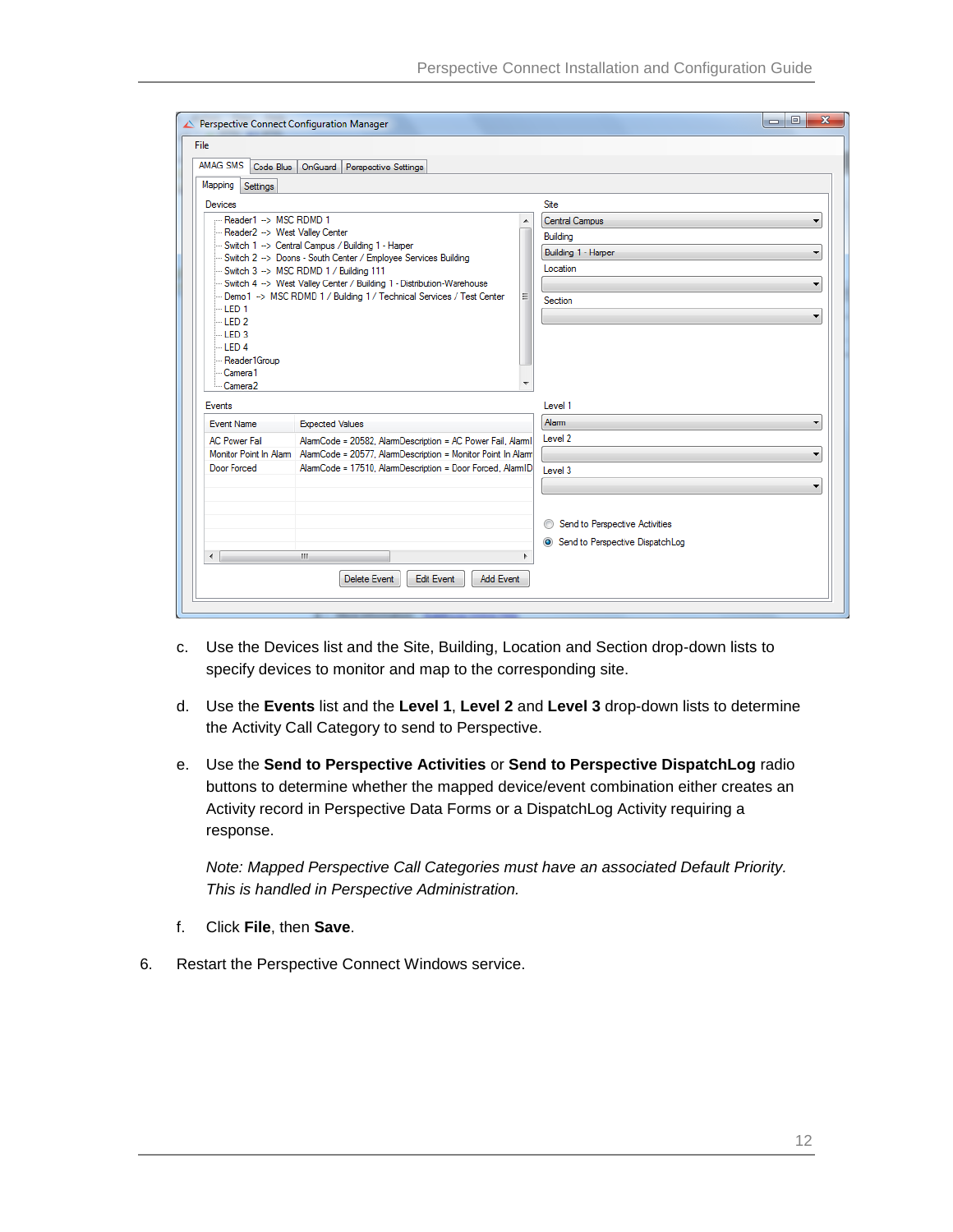c. Use the Devices list and the Site, Building, Location and Section drop-down lists to specify devices to monitor and map to the corresponding site.

d. Use the **Events** list and the **Level 1**, **Level 2** and **Level 3** drop-down lists to determine the Activity Call Category to send to Perspective.

e. Use the **Send to Perspective Activities** or **Send to Perspective DispatchLog** radio buttons to determine whether the mapped device/event combination either creates an Activity record in Perspective Data Forms or a DispatchLog Activity requiring a response.

   *Note: Mapped Perspective Call Categories must have an associated Default Priority. This is handled in Perspective Administration.*

f. Click **File**, then **Save**.

6. Restart the Perspective Connect Windows service.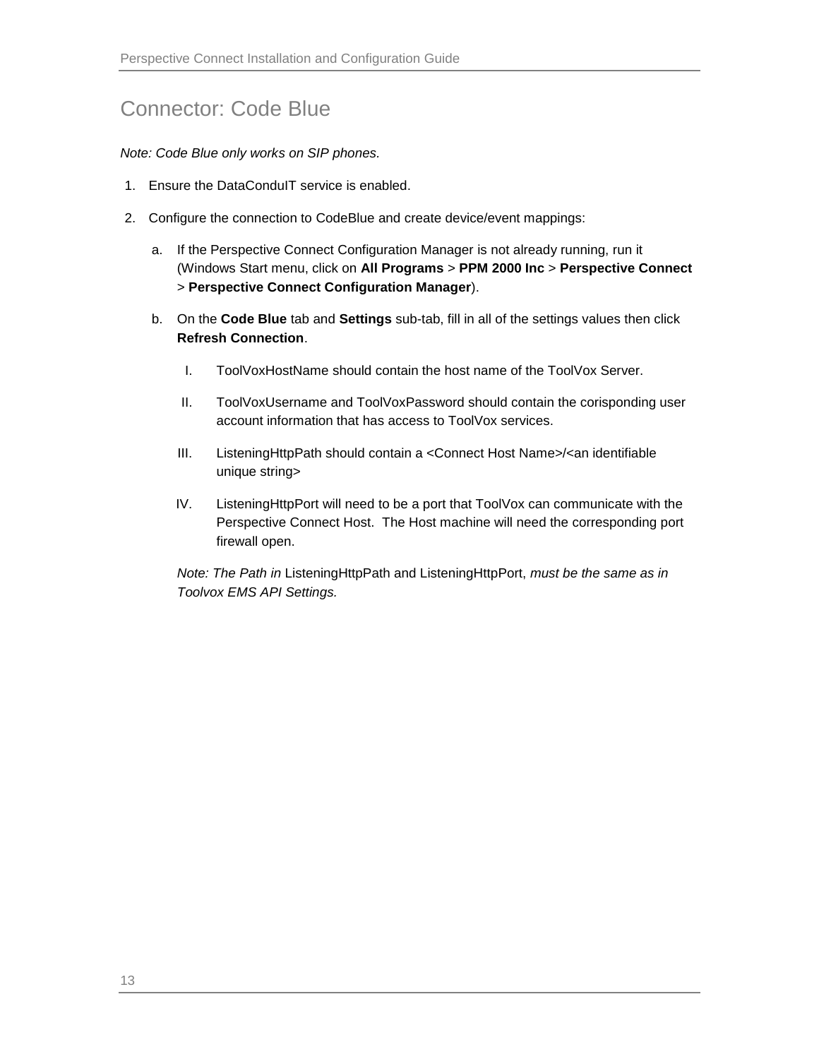# Connector: Code Blue

*Note: Code Blue only works on SIP phones.*

1. Ensure the DataConduIT service is enabled.
2. Configure the connection to CodeBlue and create device/event mappings:
   a. If the Perspective Connect Configuration Manager is not already running, run it (Windows Start menu, click on **All Programs** > **PPM 2000 Inc** > **Perspective Connect** > **Perspective Connect Configuration Manager**).
   b. On the **Code Blue** tab and **Settings** sub-tab, fill in all of the settings values then click **Refresh Connection**.
      I. ToolVoxHostName should contain the host name of the ToolVox Server.
      II. ToolVoxUsername and ToolVoxPassword should contain the corisponding user account information that has access to ToolVox services.
      III. ListeningHttpPath should contain a <Connect Host Name>/<an identifiable unique string>
      IV. ListeningHttpPort will need to be a port that ToolVox can communicate with the Perspective Connect Host. The Host machine will need the corresponding port firewall open.

   *Note: The Path in* ListeningHttpPath and ListeningHttpPort, *must be the same as in Toolvox EMS API Settings.*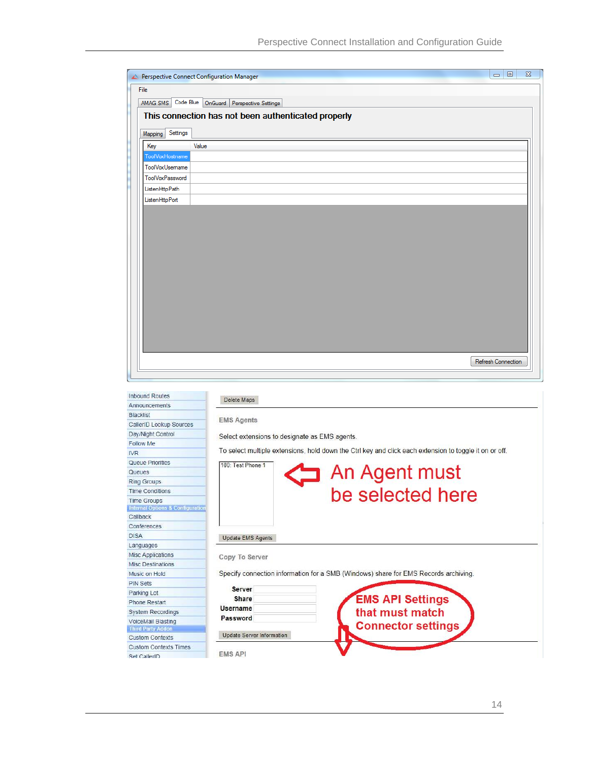Perspective Connect Configuration Manager

File

AMAG SMS | Code Blue | OnGuard | Perspective Settings

**This connection has not been authenticated properly**

Mapping | Settings

| Key | Value |
|---|---|
| ToolVoxHostname | |
| ToolVoxUsername | |
| ToolVoxPassword | |
| ListenHttpPath | |
| ListenHttpPort | |

Refresh Connection

---

- Inbound Routes
- Announcements
- Blacklist
- CallerID Lookup Sources
- Day/Night Control
- Follow Me
- IVR
- Queue Priorities
- Queues
- Ring Groups
- Time Conditions
- Time Groups
- Internal Options & Configuration
- Callback
- Conferences
- DISA
- Languages
- Misc Applications
- Misc Destinations
- Music on Hold
- PIN Sets
- Parking Lot
- Phone Restart
- System Recordings
- VoiceMail Blasting
- Third Party Addon
- Custom Contexts
- Custom Contexts Times
- Set CallerID

Delete Maps

**EMS Agents**

Select extensions to designate as EMS agents.

To select multiple extensions, hold down the Ctrl key and click each extension to toggle it on or off.

100: Test Phone 1

An Agent must be selected here

Update EMS Agents

**Copy To Server**

Specify connection information for a SMB (Windows) share for EMS Records archiving.

**Server**
**Share**
**Username**
**Password**

Update Server Information

**EMS API Settings that must match Connector settings**

**EMS API**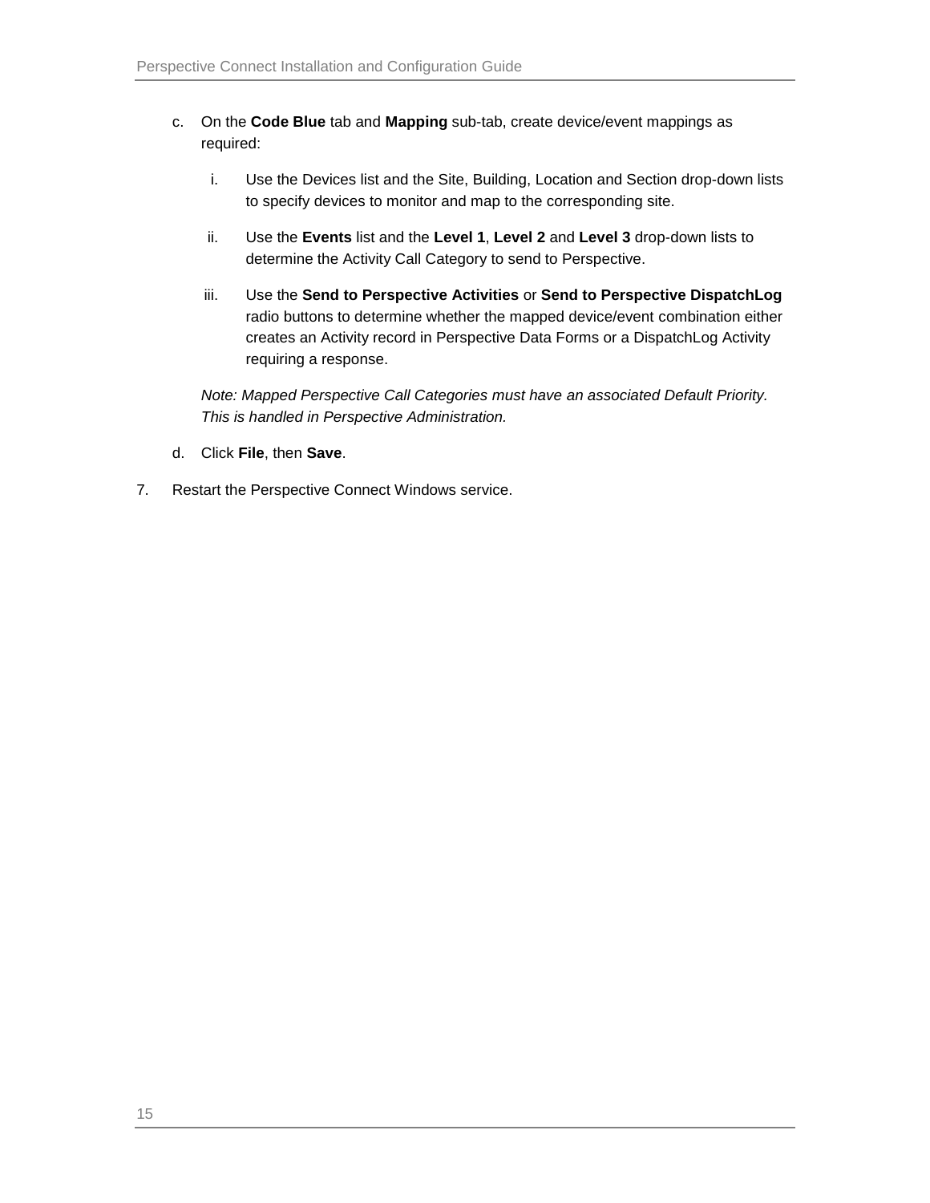c. On the **Code Blue** tab and **Mapping** sub-tab, create device/event mappings as required:

   i. Use the Devices list and the Site, Building, Location and Section drop-down lists to specify devices to monitor and map to the corresponding site.

   ii. Use the **Events** list and the **Level 1**, **Level 2** and **Level 3** drop-down lists to determine the Activity Call Category to send to Perspective.

   iii. Use the **Send to Perspective Activities** or **Send to Perspective DispatchLog** radio buttons to determine whether the mapped device/event combination either creates an Activity record in Perspective Data Forms or a DispatchLog Activity requiring a response.

   *Note: Mapped Perspective Call Categories must have an associated Default Priority. This is handled in Perspective Administration.*

d. Click **File**, then **Save**.

7. Restart the Perspective Connect Windows service.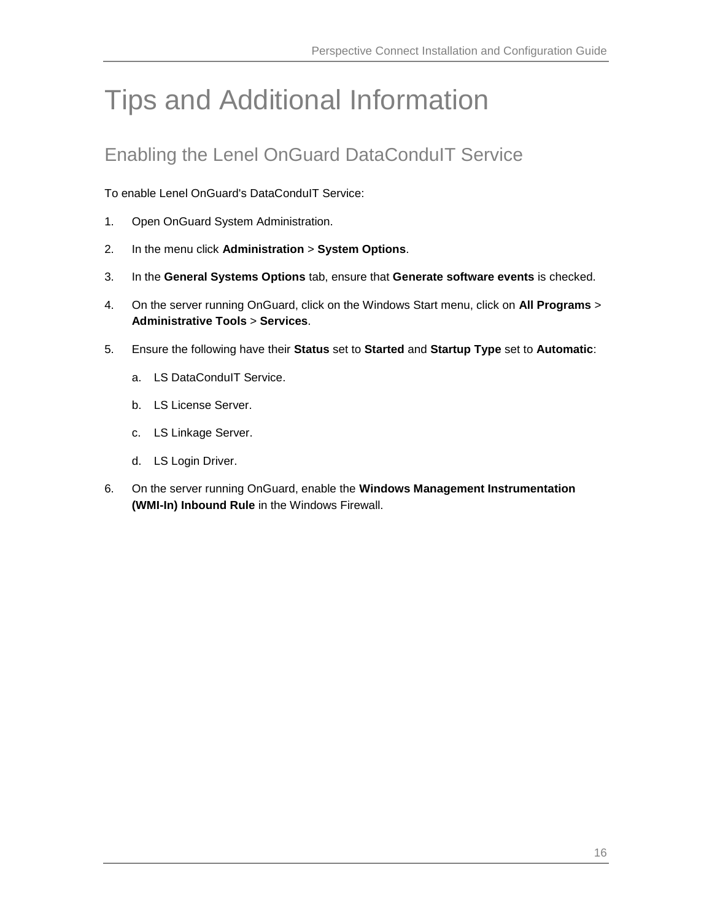# Tips and Additional Information

## Enabling the Lenel OnGuard DataConduIT Service

To enable Lenel OnGuard's DataConduIT Service:

1. Open OnGuard System Administration.
2. In the menu click **Administration** > **System Options**.
3. In the **General Systems Options** tab, ensure that **Generate software events** is checked.
4. On the server running OnGuard, click on the Windows Start menu, click on **All Programs** > **Administrative Tools** > **Services**.
5. Ensure the following have their **Status** set to **Started** and **Startup Type** set to **Automatic**:
    a. LS DataConduIT Service.
    b. LS License Server.
    c. LS Linkage Server.
    d. LS Login Driver.
6. On the server running OnGuard, enable the **Windows Management Instrumentation (WMI-In) Inbound Rule** in the Windows Firewall.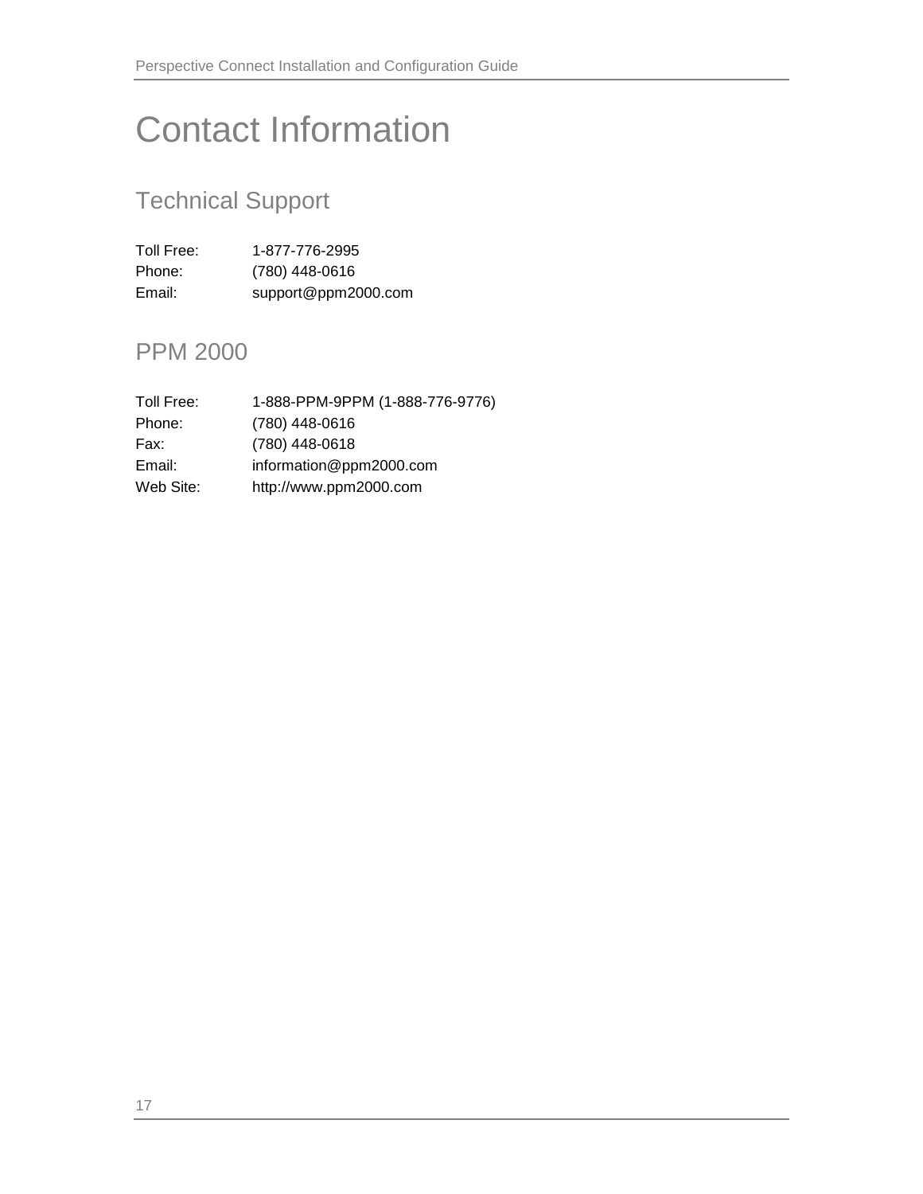# Contact Information

## Technical Support

| | |
|---|---|
| Toll Free: | 1-877-776-2995 |
| Phone: | (780) 448-0616 |
| Email: | support@ppm2000.com |

## PPM 2000

| | |
|---|---|
| Toll Free: | 1-888-PPM-9PPM (1-888-776-9776) |
| Phone: | (780) 448-0616 |
| Fax: | (780) 448-0618 |
| Email: | information@ppm2000.com |
| Web Site: | http://www.ppm2000.com |